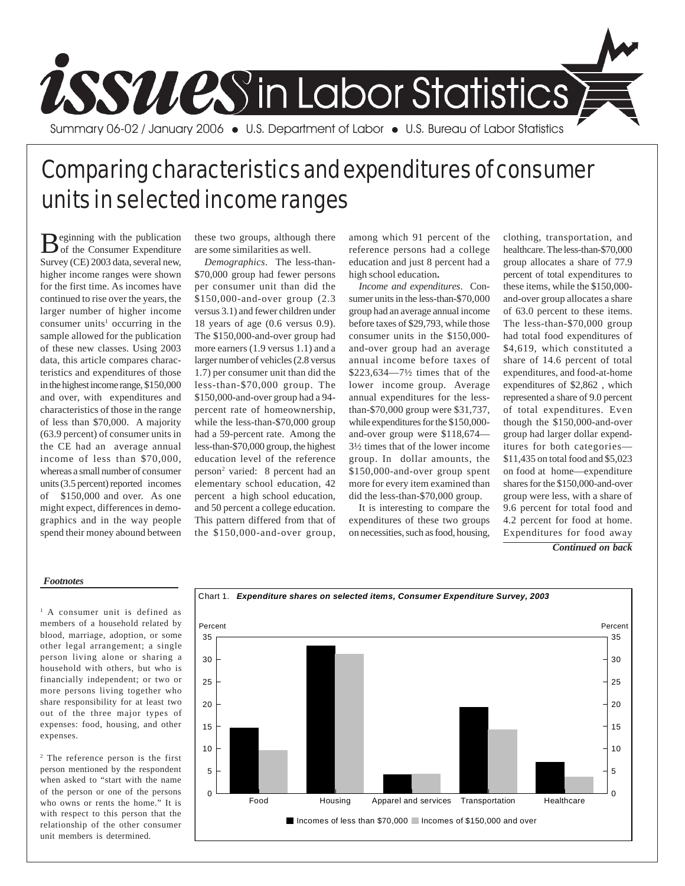# issues in Labor Statistics

Summary 06-02 / January 2006 • U.S. Department of Labor • U.S. Bureau of Labor Statistics

# Comparing characteristics and expenditures of consumer units in selected income ranges

Beginning with the publication of the Consumer Expenditure Survey (CE) 2003 data, several new, higher income ranges were shown for the first time. As incomes have continued to rise over the years, the larger number of higher income consumer units[1] occurring in the sample allowed for the publication of these new classes. Using 2003 data, this article compares characteristics and expenditures of those in the highest income range, $150,000 and over, with expenditures and characteristics of those in the range of less than $70,000. A majority (63.9 percent) of consumer units in the CE had an average annual income of less than $70,000, whereas a small number of consumer units (3.5 percent) reported incomes of $150,000 and over. As one might expect, differences in demographics and in the way people spend their money abound between these two groups, although there are some similarities as well.

*Demographics*. The less-than-$70,000 group had fewer persons per consumer unit than did the $150,000-and-over group (2.3 versus 3.1) and fewer children under 18 years of age (0.6 versus 0.9). The $150,000-and-over group had more earners (1.9 versus 1.1) and a larger number of vehicles (2.8 versus 1.7) per consumer unit than did the less-than-$70,000 group. The $150,000-and-over group had a 94-percent rate of homeownership, while the less-than-$70,000 group had a 59-percent rate. Among the less-than-$70,000 group, the highest education level of the reference person[2] varied: 8 percent had an elementary school education, 42 percent a high school education, and 50 percent a college education. This pattern differed from that of the $150,000-and-over group, among which 91 percent of the reference persons had a college education and just 8 percent had a high school education**.**

*Income and expenditures*. Consumer units in the less-than-$70,000 group had an average annual income before taxes of $29,793, while those consumer units in the $150,000-and-over group had an average annual income before taxes of $223,634—7½ times that of the lower income group. Average annual expenditures for the less-than-$70,000 group were $31,737, while expenditures for the $150,000-and-over group were $118,674—3½ times that of the lower income group. In dollar amounts, the $150,000-and-over group spent more for every item examined than did the less-than-$70,000 group.

It is interesting to compare the expenditures of these two groups on necessities, such as food, housing, clothing, transportation, and healthcare. The less-than-$70,000 group allocates a share of 77.9 percent of total expenditures to these items, while the $150,000-and-over group allocates a share of 63.0 percent to these items. The less-than-$70,000 group had total food expenditures of $4,619, which constituted a share of 14.6 percent of total expenditures, and food-at-home expenditures of $2,862 , which represented a share of 9.0 percent of total expenditures. Even though the $150,000-and-over group had larger dollar expenditures for both categories—$11,435 on total food and $5,023 on food at home—expenditure shares for the $150,000-and-over group were less, with a share of 9.6 percent for total food and 4.2 percent for food at home. Expenditures for food away

***Continued on back***

***Footnotes***

[1] A consumer unit is defined as members of a household related by blood, marriage, adoption, or some other legal arrangement; a single person living alone or sharing a household with others, but who is financially independent; or two or more persons living together who share responsibility for at least two out of the three major types of expenses: food, housing, and other expenses.

[2] The reference person is the first person mentioned by the respondent when asked to "start with the name of the person or one of the persons who owns or rents the home." It is with respect to this person that the relationship of the other consumer unit members is determined.

Chart 1. ***Expenditure shares on selected items, Consumer Expenditure Survey, 2003***

Legend: Incomes of less than $70,000; Incomes of $150,000 and over

Categories: Food, Housing, Apparel and services, Transportation, Healthcare (Percent, 0–35)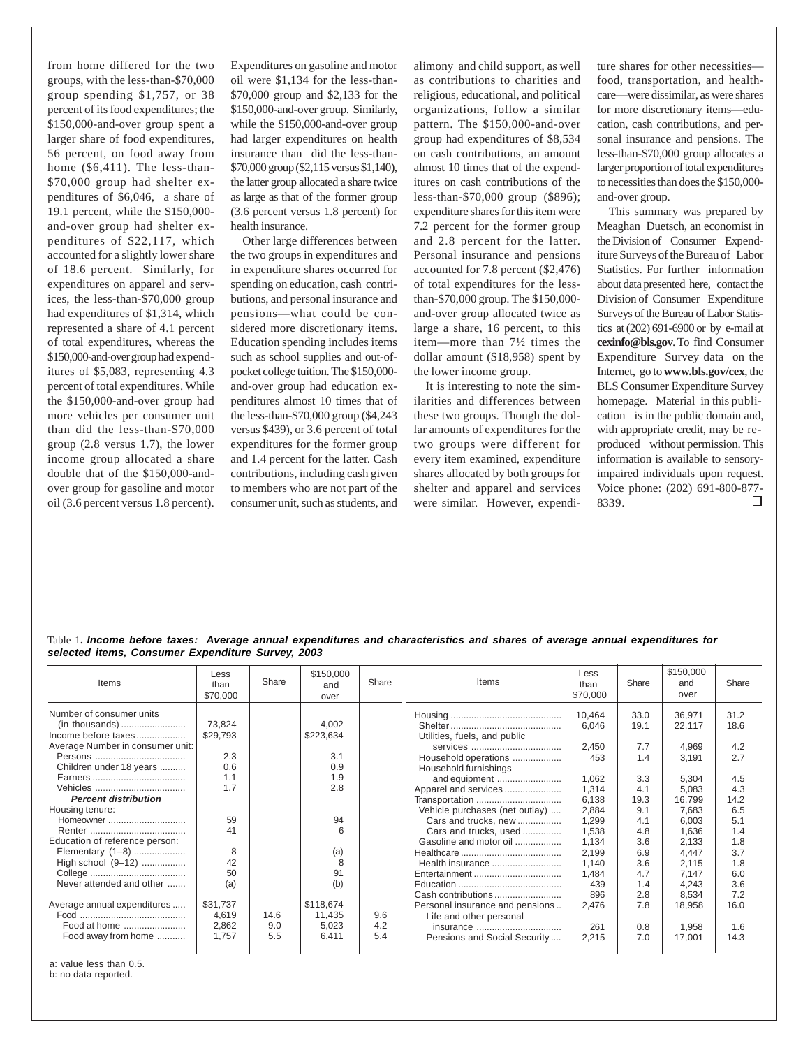from home differed for the two groups, with the less-than-$70,000 group spending $1,757, or 38 percent of its food expenditures; the $150,000-and-over group spent a larger share of food expenditures, 56 percent, on food away from home ($6,411). The less-than-$70,000 group had shelter expenditures of $6,046, a share of 19.1 percent, while the $150,000-and-over group had shelter expenditures of $22,117, which accounted for a slightly lower share of 18.6 percent. Similarly, for expenditures on apparel and services, the less-than-$70,000 group had expenditures of $1,314, which represented a share of 4.1 percent of total expenditures, whereas the $150,000-and-over group had expenditures of $5,083, representing 4.3 percent of total expenditures. While the $150,000-and-over group had more vehicles per consumer unit than did the less-than-$70,000 group (2.8 versus 1.7), the lower income group allocated a share double that of the $150,000-and-over group for gasoline and motor oil (3.6 percent versus 1.8 percent). Expenditures on gasoline and motor oil were $1,134 for the less-than-$70,000 group and $2,133 for the $150,000-and-over group. Similarly, while the $150,000-and-over group had larger expenditures on health insurance than did the less-than-$70,000 group ($2,115 versus $1,140), the latter group allocated a share twice as large as that of the former group (3.6 percent versus 1.8 percent) for health insurance.

Other large differences between the two groups in expenditures and in expenditure shares occurred for spending on education, cash contributions, and personal insurance and pensions—what could be considered more discretionary items. Education spending includes items such as school supplies and out-of-pocket college tuition. The $150,000-and-over group had education expenditures almost 10 times that of the less-than-$70,000 group ($4,243 versus $439), or 3.6 percent of total expenditures for the former group and 1.4 percent for the latter. Cash contributions, including cash given to members who are not part of the consumer unit, such as students, and alimony and child support, as well as contributions to charities and religious, educational, and political organizations, follow a similar pattern. The $150,000-and-over group had expenditures of $8,534 on cash contributions, an amount almost 10 times that of the expenditures on cash contributions of the less-than-$70,000 group ($896); expenditure shares for this item were 7.2 percent for the former group and 2.8 percent for the latter. Personal insurance and pensions accounted for 7.8 percent ($2,476) of total expenditures for the less-than-$70,000 group. The $150,000-and-over group allocated twice as large a share, 16 percent, to this item—more than 7½ times the dollar amount ($18,958) spent by the lower income group.

It is interesting to note the similarities and differences between these two groups. Though the dollar amounts of expenditures for the two groups were different for every item examined, expenditure shares allocated by both groups for shelter and apparel and services were similar. However, expenditure shares for other necessities—food, transportation, and healthcare—were dissimilar, as were shares for more discretionary items—education, cash contributions, and personal insurance and pensions. The less-than-$70,000 group allocates a larger proportion of total expenditures to necessities than does the $150,000-and-over group.

This summary was prepared by Meaghan Duetsch, an economist in the Division of Consumer Expenditure Surveys of the Bureau of Labor Statistics. For further information about data presented here, contact the Division of Consumer Expenditure Surveys of the Bureau of Labor Statistics at (202) 691-6900 or by e-mail at **cexinfo@bls.gov**. To find Consumer Expenditure Survey data on the Internet, go to **www.bls.gov/cex**, the BLS Consumer Expenditure Survey homepage. Material in this publication is in the public domain and, with appropriate credit, may be reproduced without permission. This information is available to sensory-impaired individuals upon request. Voice phone: (202) 691-800-877-8339. □

Table 1. ***Income before taxes: Average annual expenditures and characteristics and shares of average annual expenditures for selected items, Consumer Expenditure Survey, 2003***

| Items | Less than $70,000 | Share | $150,000 and over | Share |
|---|---|---|---|---|
| Number of consumer units (in thousands) | 73,824 | | 4,002 | |
| Income before taxes | $29,793 | | $223,634 | |
| Average Number in consumer unit: | | | | |
| Persons | 2.3 | | 3.1 | |
| Children under 18 years | 0.6 | | 0.9 | |
| Earners | 1.1 | | 1.9 | |
| Vehicles | 1.7 | | 2.8 | |
| ***Percent distribution*** | | | | |
| Housing tenure: | | | | |
| Homeowner | 59 | | 94 | |
| Renter | 41 | | 6 | |
| Education of reference person: | | | | |
| Elementary (1–8) | 8 | | (a) | |
| High school (9–12) | 42 | | 8 | |
| College | 50 | | 91 | |
| Never attended and other | (a) | | (b) | |
| Average annual expenditures | $31,737 | | $118,674 | |
| Food | 4,619 | 14.6 | 11,435 | 9.6 |
| Food at home | 2,862 | 9.0 | 5,023 | 4.2 |
| Food away from home | 1,757 | 5.5 | 6,411 | 5.4 |
| Housing | 10,464 | 33.0 | 36,971 | 31.2 |
| Shelter | 6,046 | 19.1 | 22,117 | 18.6 |
| Utilities, fuels, and public services | 2,450 | 7.7 | 4,969 | 4.2 |
| Household operations | 453 | 1.4 | 3,191 | 2.7 |
| Household furnishings and equipment | 1,062 | 3.3 | 5,304 | 4.5 |
| Apparel and services | 1,314 | 4.1 | 5,083 | 4.3 |
| Transportation | 6,138 | 19.3 | 16,799 | 14.2 |
| Vehicle purchases (net outlay) | 2,884 | 9.1 | 7,683 | 6.5 |
| Cars and trucks, new | 1,299 | 4.1 | 6,003 | 5.1 |
| Cars and trucks, used | 1,538 | 4.8 | 1,636 | 1.4 |
| Gasoline and motor oil | 1,134 | 3.6 | 2,133 | 1.8 |
| Healthcare | 2,199 | 6.9 | 4,447 | 3.7 |
| Health insurance | 1,140 | 3.6 | 2,115 | 1.8 |
| Entertainment | 1,484 | 4.7 | 7,147 | 6.0 |
| Education | 439 | 1.4 | 4,243 | 3.6 |
| Cash contributions | 896 | 2.8 | 8,534 | 7.2 |
| Personal insurance and pensions | 2,476 | 7.8 | 18,958 | 16.0 |
| Life and other personal insurance | 261 | 0.8 | 1,958 | 1.6 |
| Pensions and Social Security | 2,215 | 7.0 | 17,001 | 14.3 |

a: value less than 0.5.
b: no data reported.